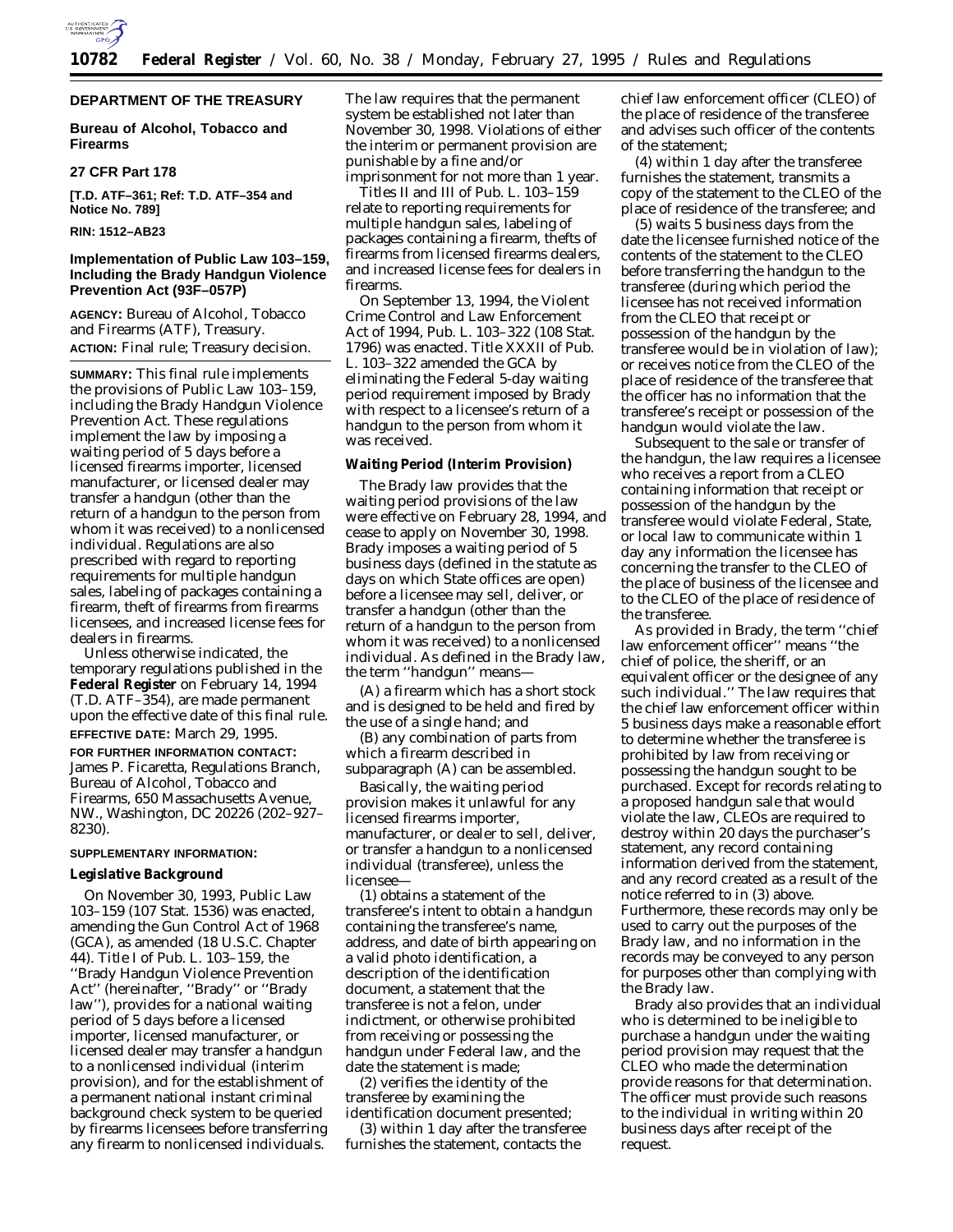**DEPARTMENT OF THE TREASURY**

**Bureau of Alcohol, Tobacco and Firearms**

**27 CFR Part 178**

**[T.D. ATF–361; Ref: T.D. ATF–354 and Notice No. 789]**

**RIN: 1512–AB23**

# Implementation of Public Law 103–159, Including the Brady Handgun Violence Prevention Act (93F–057P)

**AGENCY:** Bureau of Alcohol, Tobacco and Firearms (ATF), Treasury.

**ACTION:** Final rule; Treasury decision.

**SUMMARY:** This final rule implements the provisions of Public Law 103–159, including the Brady Handgun Violence Prevention Act. These regulations implement the law by imposing a waiting period of 5 days before a licensed firearms importer, licensed manufacturer, or licensed dealer may transfer a handgun (other than the return of a handgun to the person from whom it was received) to a nonlicensed individual. Regulations are also prescribed with regard to reporting requirements for multiple handgun sales, labeling of packages containing a firearm, theft of firearms from firearms licensees, and increased license fees for dealers in firearms.

Unless otherwise indicated, the temporary regulations published in the **Federal Register** on February 14, 1994 (T.D. ATF–354), are made permanent upon the effective date of this final rule.

**EFFECTIVE DATE:** March 29, 1995.

**FOR FURTHER INFORMATION CONTACT:** James P. Ficaretta, Regulations Branch, Bureau of Alcohol, Tobacco and Firearms, 650 Massachusetts Avenue, NW., Washington, DC 20226 (202–927–8230).

**SUPPLEMENTARY INFORMATION:**

## Legislative Background

On November 30, 1993, Public Law 103–159 (107 Stat. 1536) was enacted, amending the Gun Control Act of 1968 (GCA), as amended (18 U.S.C. Chapter 44). Title I of Pub. L. 103–159, the "Brady Handgun Violence Prevention Act" (hereinafter, "Brady" or "Brady law"), provides for a national waiting period of 5 days before a licensed importer, licensed manufacturer, or licensed dealer may transfer a handgun to a nonlicensed individual (interim provision), and for the establishment of a permanent national instant criminal background check system to be queried by firearms licensees before transferring any firearm to nonlicensed individuals. The law requires that the permanent system be established not later than November 30, 1998. Violations of either the interim or permanent provision are punishable by a fine and/or imprisonment for not more than 1 year.

Titles II and III of Pub. L. 103–159 relate to reporting requirements for multiple handgun sales, labeling of packages containing a firearm, thefts of firearms from licensed firearms dealers, and increased license fees for dealers in firearms.

On September 13, 1994, the Violent Crime Control and Law Enforcement Act of 1994, Pub. L. 103–322 (108 Stat. 1796) was enacted. Title XXXII of Pub. L. 103–322 amended the GCA by eliminating the Federal 5-day waiting period requirement imposed by Brady with respect to a licensee's return of a handgun to the person from whom it was received.

## Waiting Period (Interim Provision)

The Brady law provides that the waiting period provisions of the law were effective on February 28, 1994, and cease to apply on November 30, 1998. Brady imposes a waiting period of 5 business days (defined in the statute as days on which State offices are open) before a licensee may sell, deliver, or transfer a handgun (other than the return of a handgun to the person from whom it was received) to a nonlicensed individual. As defined in the Brady law, the term "handgun" means—

(A) a firearm which has a short stock and is designed to be held and fired by the use of a single hand; and

(B) any combination of parts from which a firearm described in subparagraph (A) can be assembled.

Basically, the waiting period provision makes it unlawful for any licensed firearms importer, manufacturer, or dealer to sell, deliver, or transfer a handgun to a nonlicensed individual (transferee), unless the licensee—

(1) obtains a statement of the transferee's intent to obtain a handgun containing the transferee's name, address, and date of birth appearing on a valid photo identification, a description of the identification document, a statement that the transferee is not a felon, under indictment, or otherwise prohibited from receiving or possessing the handgun under Federal law, and the date the statement is made;

(2) verifies the identity of the transferee by examining the identification document presented;

(3) within 1 day after the transferee furnishes the statement, contacts the chief law enforcement officer (CLEO) of the place of residence of the transferee and advises such officer of the contents of the statement;

(4) within 1 day after the transferee furnishes the statement, transmits a copy of the statement to the CLEO of the place of residence of the transferee; and

(5) waits 5 business days from the date the licensee furnished notice of the contents of the statement to the CLEO before transferring the handgun to the transferee (during which period the licensee has not received information from the CLEO that receipt or possession of the handgun by the transferee would be in violation of law); or receives notice from the CLEO of the place of residence of the transferee that the officer has no information that the transferee's receipt or possession of the handgun would violate the law.

Subsequent to the sale or transfer of the handgun, the law requires a licensee who receives a report from a CLEO containing information that receipt or possession of the handgun by the transferee would violate Federal, State, or local law to communicate within 1 day any information the licensee has concerning the transfer to the CLEO of the place of business of the licensee and to the CLEO of the place of residence of the transferee.

As provided in Brady, the term "chief law enforcement officer" means "the chief of police, the sheriff, or an equivalent officer or the designee of any such individual." The law requires that the chief law enforcement officer within 5 business days make a reasonable effort to determine whether the transferee is prohibited by law from receiving or possessing the handgun sought to be purchased. Except for records relating to a proposed handgun sale that would violate the law, CLEOs are required to destroy within 20 days the purchaser's statement, any record containing information derived from the statement, and any record created as a result of the notice referred to in (3) above. Furthermore, these records may only be used to carry out the purposes of the Brady law, and no information in the records may be conveyed to any person for purposes other than complying with the Brady law.

Brady also provides that an individual who is determined to be ineligible to purchase a handgun under the waiting period provision may request that the CLEO who made the determination provide reasons for that determination. The officer must provide such reasons to the individual in writing within 20 business days after receipt of the request.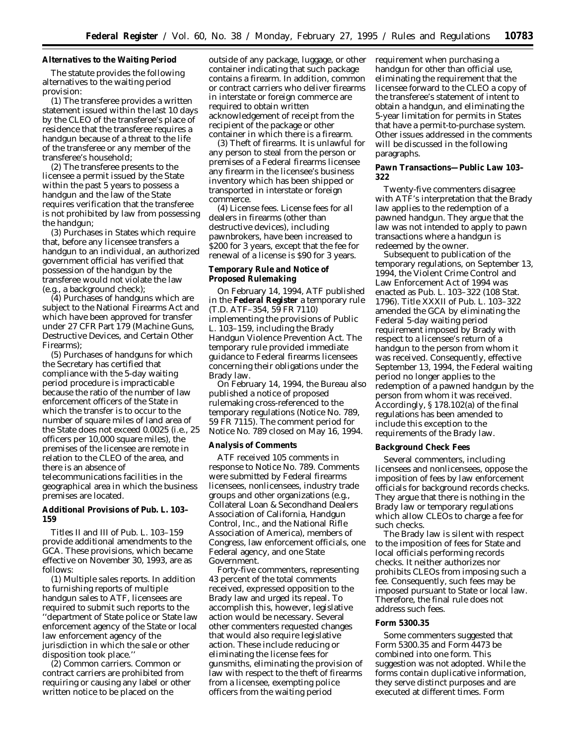**Alternatives to the Waiting Period**

The statute provides the following alternatives to the waiting period provision:

(1) The transferee provides a written statement issued within the last 10 days by the CLEO of the transferee's place of residence that the transferee requires a handgun because of a threat to the life of the transferee or any member of the transferee's household;

(2) The transferee presents to the licensee a permit issued by the State within the past 5 years to possess a handgun and the law of the State requires verification that the transferee is not prohibited by law from possessing the handgun;

(3) Purchases in States which require that, before any licensee transfers a handgun to an individual, an authorized government official has verified that possession of the handgun by the transferee would not violate the law (e.g., a background check);

(4) Purchases of handguns which are subject to the National Firearms Act and which have been approved for transfer under 27 CFR Part 179 (Machine Guns, Destructive Devices, and Certain Other Firearms);

(5) Purchases of handguns for which the Secretary has certified that compliance with the 5-day waiting period procedure is impracticable because the ratio of the number of law enforcement officers of the State in which the transfer is to occur to the number of square miles of land area of the State does not exceed 0.0025 (i.e., 25 officers per 10,000 square miles), the premises of the licensee are remote in relation to the CLEO of the area, and there is an absence of telecommunications facilities in the geographical area in which the business premises are located.

**Additional Provisions of Pub. L. 103–159**

Titles II and III of Pub. L. 103–159 provide additional amendments to the GCA. These provisions, which became effective on November 30, 1993, are as follows:

(1) *Multiple sales reports.* In addition to furnishing reports of multiple handgun sales to ATF, licensees are required to submit such reports to the ''department of State police or State law enforcement agency of the State or local law enforcement agency of the jurisdiction in which the sale or other disposition took place.''

(2) *Common carriers.* Common or contract carriers are prohibited from requiring or causing any label or other written notice to be placed on the outside of any package, luggage, or other container indicating that such package contains a firearm. In addition, common or contract carriers who deliver firearms in interstate or foreign commerce are required to obtain written acknowledgement of receipt from the recipient of the package or other container in which there is a firearm.

(3) *Theft of firearms.* It is unlawful for any person to steal from the person or premises of a Federal firearms licensee any firearm in the licensee's business inventory which has been shipped or transported in interstate or foreign commerce.

(4) *License fees.* License fees for all dealers in firearms (other than destructive devices), including pawnbrokers, have been increased to $200 for 3 years, except that the fee for renewal of a license is $90 for 3 years.

**Temporary Rule and Notice of Proposed Rulemaking**

On February 14, 1994, ATF published in the **Federal Register** a temporary rule (T.D. ATF–354, 59 FR 7110) implementing the provisions of Public L. 103–159, including the Brady Handgun Violence Prevention Act. The temporary rule provided immediate guidance to Federal firearms licensees concerning their obligations under the Brady law.

On February 14, 1994, the Bureau also published a notice of proposed rulemaking cross-referenced to the temporary regulations (Notice No. 789, 59 FR 7115). The comment period for Notice No. 789 closed on May 16, 1994.

**Analysis of Comments**

ATF received 105 comments in response to Notice No. 789. Comments were submitted by Federal firearms licensees, nonlicensees, industry trade groups and other organizations (e.g., Collateral Loan & Secondhand Dealers Association of California, Handgun Control, Inc., and the National Rifle Association of America), members of Congress, law enforcement officials, one Federal agency, and one State Government.

Forty-five commenters, representing 43 percent of the total comments received, expressed opposition to the Brady law and urged its repeal. To accomplish this, however, legislative action would be necessary. Several other commenters requested changes that would also require legislative action. These include reducing or eliminating the license fees for gunsmiths, eliminating the provision of law with respect to the theft of firearms from a licensee, exempting police officers from the waiting period requirement when purchasing a handgun for other than official use, eliminating the requirement that the licensee forward to the CLEO a copy of the transferee's statement of intent to obtain a handgun, and eliminating the 5-year limitation for permits in States that have a permit-to-purchase system. Other issues addressed in the comments will be discussed in the following paragraphs.

**Pawn Transactions—Public Law 103–322**

Twenty-five commenters disagree with ATF's interpretation that the Brady law applies to the redemption of a pawned handgun. They argue that the law was not intended to apply to pawn transactions where a handgun is redeemed by the owner.

Subsequent to publication of the temporary regulations, on September 13, 1994, the Violent Crime Control and Law Enforcement Act of 1994 was enacted as Pub. L. 103–322 (108 Stat. 1796). Title XXXII of Pub. L. 103–322 amended the GCA by eliminating the Federal 5-day waiting period requirement imposed by Brady with respect to a licensee's return of a handgun to the person from whom it was received. Consequently, effective September 13, 1994, the Federal waiting period no longer applies to the redemption of a pawned handgun by the person from whom it was received. Accordingly, § 178.102(a) of the final regulations has been amended to include this exception to the requirements of the Brady law.

**Background Check Fees**

Several commenters, including licensees and nonlicensees, oppose the imposition of fees by law enforcement officials for background records checks. They argue that there is nothing in the Brady law or temporary regulations which allow CLEOs to charge a fee for such checks.

The Brady law is silent with respect to the imposition of fees for State and local officials performing records checks. It neither authorizes nor prohibits CLEOs from imposing such a fee. Consequently, such fees may be imposed pursuant to State or local law. Therefore, the final rule does not address such fees.

**Form 5300.35**

Some commenters suggested that Form 5300.35 and Form 4473 be combined into one form. This suggestion was not adopted. While the forms contain duplicative information, they serve distinct purposes and are executed at different times. Form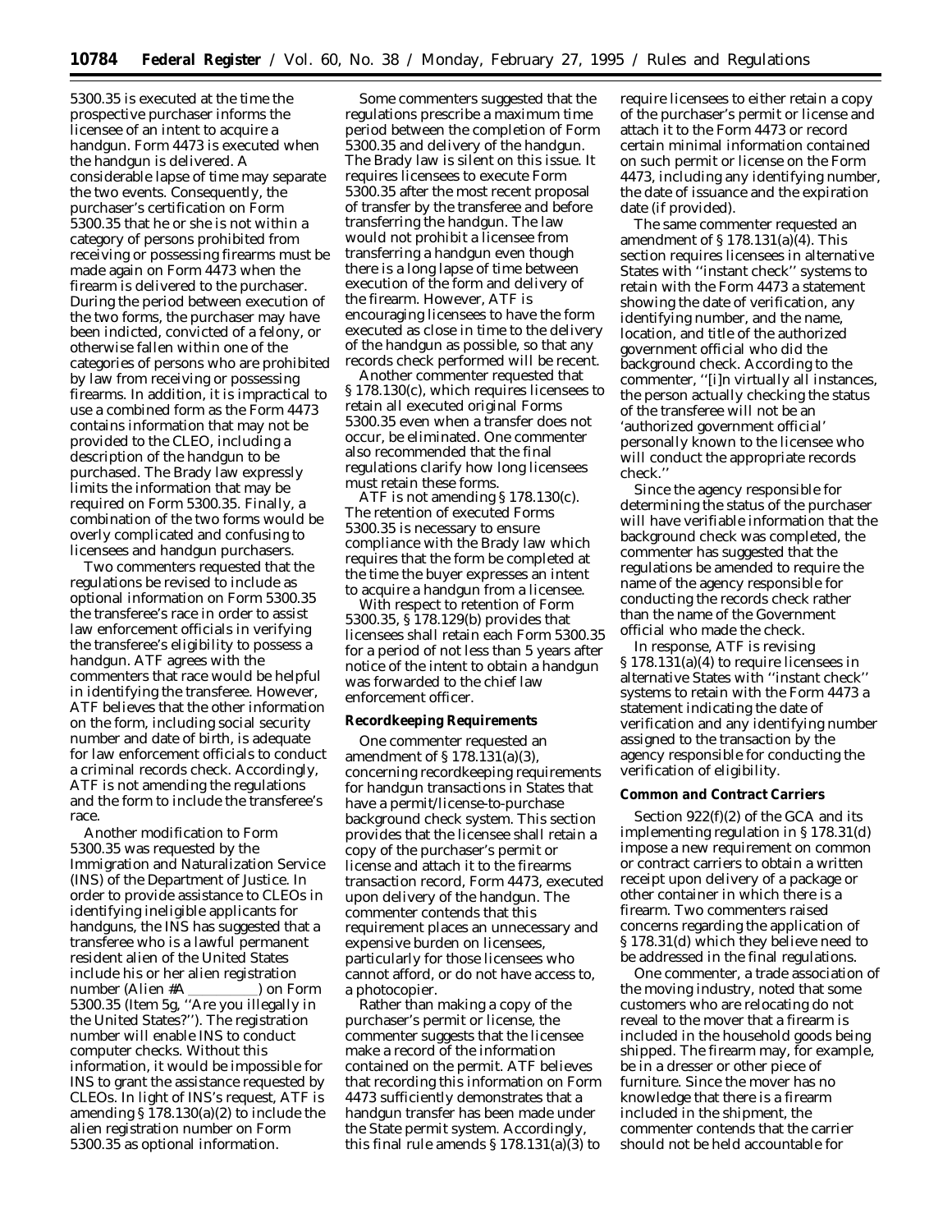5300.35 is executed at the time the prospective purchaser informs the licensee of an intent to acquire a handgun. Form 4473 is executed when the handgun is delivered. A considerable lapse of time may separate the two events. Consequently, the purchaser's certification on Form 5300.35 that he or she is not within a category of persons prohibited from receiving or possessing firearms must be made again on Form 4473 when the firearm is delivered to the purchaser. During the period between execution of the two forms, the purchaser may have been indicted, convicted of a felony, or otherwise fallen within one of the categories of persons who are prohibited by law from receiving or possessing firearms. In addition, it is impractical to use a combined form as the Form 4473 contains information that may not be provided to the CLEO, including a description of the handgun to be purchased. The Brady law expressly limits the information that may be required on Form 5300.35. Finally, a combination of the two forms would be overly complicated and confusing to licensees and handgun purchasers.

Two commenters requested that the regulations be revised to include as optional information on Form 5300.35 the transferee's race in order to assist law enforcement officials in verifying the transferee's eligibility to possess a handgun. ATF agrees with the commenters that race would be helpful in identifying the transferee. However, ATF believes that the other information on the form, including social security number and date of birth, is adequate for law enforcement officials to conduct a criminal records check. Accordingly, ATF is not amending the regulations and the form to include the transferee's race.

Another modification to Form 5300.35 was requested by the Immigration and Naturalization Service (INS) of the Department of Justice. In order to provide assistance to CLEOs in identifying ineligible applicants for handguns, the INS has suggested that a transferee who is a lawful permanent resident alien of the United States include his or her alien registration number (Alien #A \_\_\_\_\_\_\_\_\_\_) on Form 5300.35 (Item 5g, ''Are you illegally in the United States?''). The registration number will enable INS to conduct computer checks. Without this information, it would be impossible for INS to grant the assistance requested by CLEOs. In light of INS's request, ATF is amending § 178.130(a)(2) to include the alien registration number on Form 5300.35 as optional information.

Some commenters suggested that the regulations prescribe a maximum time period between the completion of Form 5300.35 and delivery of the handgun. The Brady law is silent on this issue. It requires licensees to execute Form 5300.35 after the most recent proposal of transfer by the transferee and before transferring the handgun. The law would not prohibit a licensee from transferring a handgun even though there is a long lapse of time between execution of the form and delivery of the firearm. However, ATF is encouraging licensees to have the form executed as close in time to the delivery of the handgun as possible, so that any records check performed will be recent.

Another commenter requested that § 178.130(c), which requires licensees to retain all executed original Forms 5300.35 even when a transfer does not occur, be eliminated. One commenter also recommended that the final regulations clarify how long licensees must retain these forms.

ATF is not amending § 178.130(c). The retention of executed Forms 5300.35 is necessary to ensure compliance with the Brady law which requires that the form be completed at the time the buyer expresses an intent to acquire a handgun from a licensee.

With respect to retention of Form 5300.35, § 178.129(b) provides that licensees shall retain each Form 5300.35 for a period of not less than 5 years after notice of the intent to obtain a handgun was forwarded to the chief law enforcement officer.

**Recordkeeping Requirements**

One commenter requested an amendment of § 178.131(a)(3), concerning recordkeeping requirements for handgun transactions in States that have a permit/license-to-purchase background check system. This section provides that the licensee shall retain a copy of the purchaser's permit or license and attach it to the firearms transaction record, Form 4473, executed upon delivery of the handgun. The commenter contends that this requirement places an unnecessary and expensive burden on licensees, particularly for those licensees who cannot afford, or do not have access to, a photocopier.

Rather than making a copy of the purchaser's permit or license, the commenter suggests that the licensee make a record of the information contained on the permit. ATF believes that recording this information on Form 4473 sufficiently demonstrates that a handgun transfer has been made under the State permit system. Accordingly, this final rule amends § 178.131(a)(3) to require licensees to either retain a copy of the purchaser's permit or license and attach it to the Form 4473 or record certain minimal information contained on such permit or license on the Form 4473, including any identifying number, the date of issuance and the expiration date (if provided).

The same commenter requested an amendment of § 178.131(a)(4). This section requires licensees in alternative States with ''instant check'' systems to retain with the Form 4473 a statement showing the date of verification, any identifying number, and the name, location, and title of the authorized government official who did the background check. According to the commenter, ''[i]n virtually all instances, the person actually checking the status of the transferee will not be an 'authorized government official' personally known to the licensee who will conduct the appropriate records check.''

Since the agency responsible for determining the status of the purchaser will have verifiable information that the background check was completed, the commenter has suggested that the regulations be amended to require the name of the agency responsible for conducting the records check rather than the name of the Government official who made the check.

In response, ATF is revising § 178.131(a)(4) to require licensees in alternative States with ''instant check'' systems to retain with the Form 4473 a statement indicating the date of verification and any identifying number assigned to the transaction by the agency responsible for conducting the verification of eligibility.

**Common and Contract Carriers**

Section 922(f)(2) of the GCA and its implementing regulation in § 178.31(d) impose a new requirement on common or contract carriers to obtain a written receipt upon delivery of a package or other container in which there is a firearm. Two commenters raised concerns regarding the application of § 178.31(d) which they believe need to be addressed in the final regulations.

One commenter, a trade association of the moving industry, noted that some customers who are relocating do not reveal to the mover that a firearm is included in the household goods being shipped. The firearm may, for example, be in a dresser or other piece of furniture. Since the mover has no knowledge that there is a firearm included in the shipment, the commenter contends that the carrier should not be held accountable for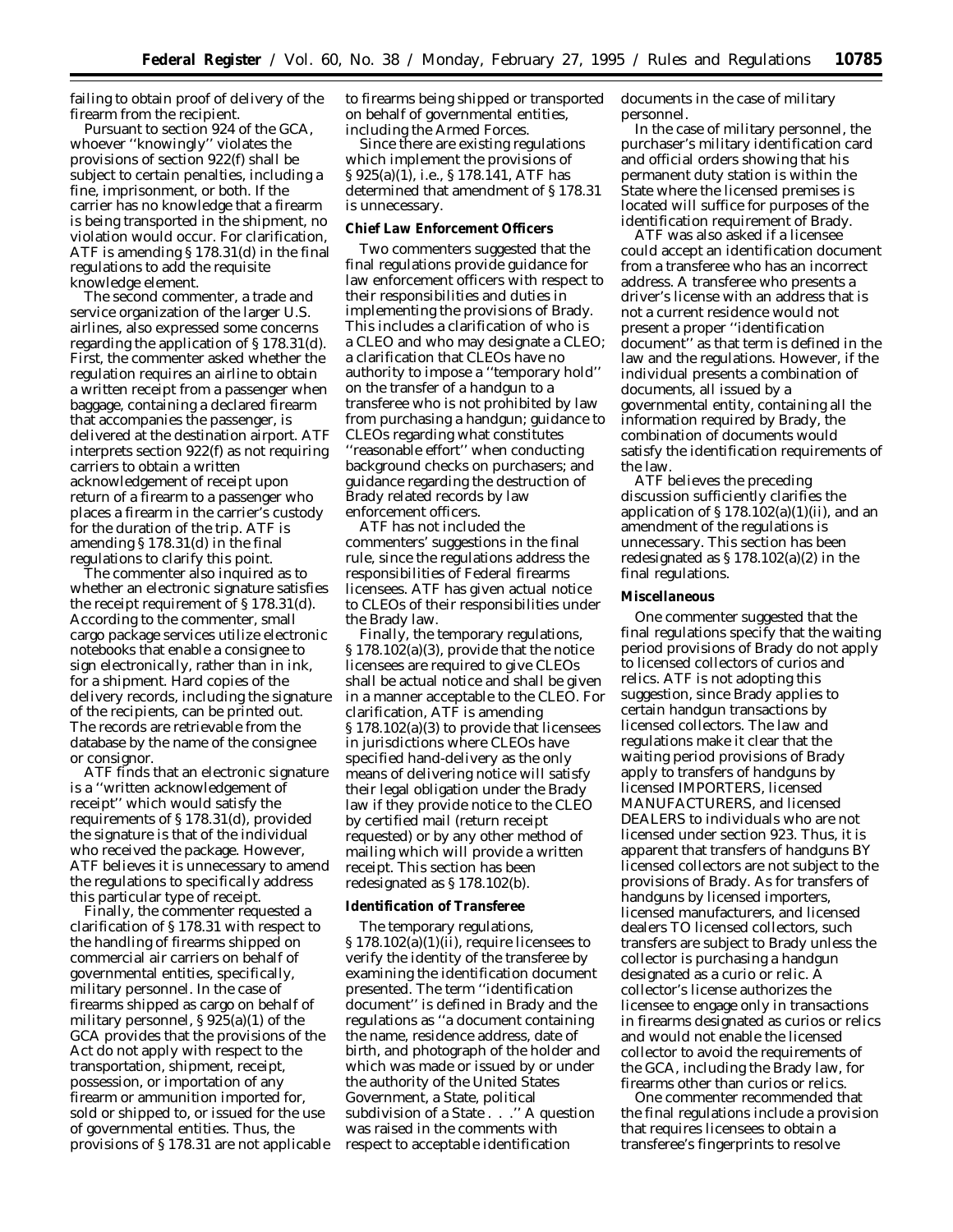failing to obtain proof of delivery of the firearm from the recipient.

Pursuant to section 924 of the GCA, whoever ''knowingly'' violates the provisions of section 922(f) shall be subject to certain penalties, including a fine, imprisonment, or both. If the carrier has no knowledge that a firearm is being transported in the shipment, no violation would occur. For clarification, ATF is amending § 178.31(d) in the final regulations to add the requisite knowledge element.

The second commenter, a trade and service organization of the larger U.S. airlines, also expressed some concerns regarding the application of § 178.31(d). First, the commenter asked whether the regulation requires an airline to obtain a written receipt from a passenger when baggage, containing a declared firearm that accompanies the passenger, is delivered at the destination airport. ATF interprets section 922(f) as not requiring carriers to obtain a written acknowledgement of receipt upon return of a firearm to a passenger who places a firearm in the carrier's custody for the duration of the trip. ATF is amending § 178.31(d) in the final regulations to clarify this point.

The commenter also inquired as to whether an electronic signature satisfies the receipt requirement of § 178.31(d). According to the commenter, small cargo package services utilize electronic notebooks that enable a consignee to sign electronically, rather than in ink, for a shipment. Hard copies of the delivery records, including the signature of the recipients, can be printed out. The records are retrievable from the database by the name of the consignee or consignor.

ATF finds that an electronic signature is a ''written acknowledgement of receipt'' which would satisfy the requirements of § 178.31(d), provided the signature is that of the individual who received the package. However, ATF believes it is unnecessary to amend the regulations to specifically address this particular type of receipt.

Finally, the commenter requested a clarification of § 178.31 with respect to the handling of firearms shipped on commercial air carriers on behalf of governmental entities, specifically, military personnel. In the case of firearms shipped as cargo on behalf of military personnel, § 925(a)(1) of the GCA provides that the provisions of the Act do not apply with respect to the transportation, shipment, receipt, possession, or importation of any firearm or ammunition imported for, sold or shipped to, or issued for the use of governmental entities. Thus, the provisions of § 178.31 are not applicable to firearms being shipped or transported on behalf of governmental entities, including the Armed Forces.

Since there are existing regulations which implement the provisions of § 925(a)(1), i.e., § 178.141, ATF has determined that amendment of § 178.31 is unnecessary.

**Chief Law Enforcement Officers**

Two commenters suggested that the final regulations provide guidance for law enforcement officers with respect to their responsibilities and duties in implementing the provisions of Brady. This includes a clarification of who is a CLEO and who may designate a CLEO; a clarification that CLEOs have no authority to impose a ''temporary hold'' on the transfer of a handgun to a transferee who is not prohibited by law from purchasing a handgun; guidance to CLEOs regarding what constitutes ''reasonable effort'' when conducting background checks on purchasers; and guidance regarding the destruction of Brady related records by law enforcement officers.

ATF has not included the commenters' suggestions in the final rule, since the regulations address the responsibilities of Federal firearms licensees. ATF has given actual notice to CLEOs of their responsibilities under the Brady law.

Finally, the temporary regulations, § 178.102(a)(3), provide that the notice licensees are required to give CLEOs shall be actual notice and shall be given in a manner acceptable to the CLEO. For clarification, ATF is amending § 178.102(a)(3) to provide that licensees in jurisdictions where CLEOs have specified hand-delivery as the only means of delivering notice will satisfy their legal obligation under the Brady law if they provide notice to the CLEO by certified mail (return receipt requested) or by any other method of mailing which will provide a written receipt. This section has been redesignated as § 178.102(b).

**Identification of Transferee**

The temporary regulations, § 178.102(a)(1)(ii), require licensees to verify the identity of the transferee by examining the identification document presented. The term ''identification document'' is defined in Brady and the regulations as ''a document containing the name, residence address, date of birth, and photograph of the holder and which was made or issued by or under the authority of the United States Government, a State, political subdivision of a State . . .'' A question was raised in the comments with respect to acceptable identification documents in the case of military personnel.

In the case of military personnel, the purchaser's military identification card and official orders showing that his permanent duty station is within the State where the licensed premises is located will suffice for purposes of the identification requirement of Brady.

ATF was also asked if a licensee could accept an identification document from a transferee who has an incorrect address. A transferee who presents a driver's license with an address that is not a current residence would not present a proper ''identification document'' as that term is defined in the law and the regulations. However, if the individual presents a combination of documents, all issued by a governmental entity, containing all the information required by Brady, the combination of documents would satisfy the identification requirements of the law.

ATF believes the preceding discussion sufficiently clarifies the application of § 178.102(a)(1)(ii), and an amendment of the regulations is unnecessary. This section has been redesignated as § 178.102(a)(2) in the final regulations.

**Miscellaneous**

One commenter suggested that the final regulations specify that the waiting period provisions of Brady do not apply to licensed collectors of curios and relics. ATF is not adopting this suggestion, since Brady applies to certain handgun transactions by licensed collectors. The law and regulations make it clear that the waiting period provisions of Brady apply to transfers of handguns by licensed IMPORTERS, licensed MANUFACTURERS, and licensed DEALERS to individuals who are not licensed under section 923. Thus, it is apparent that transfers of handguns BY licensed collectors are not subject to the provisions of Brady. As for transfers of handguns by licensed importers, licensed manufacturers, and licensed dealers TO licensed collectors, such transfers are subject to Brady unless the collector is purchasing a handgun designated as a curio or relic. A collector's license authorizes the licensee to engage only in transactions in firearms designated as curios or relics and would not enable the licensed collector to avoid the requirements of the GCA, including the Brady law, for firearms other than curios or relics.

One commenter recommended that the final regulations include a provision that requires licensees to obtain a transferee's fingerprints to resolve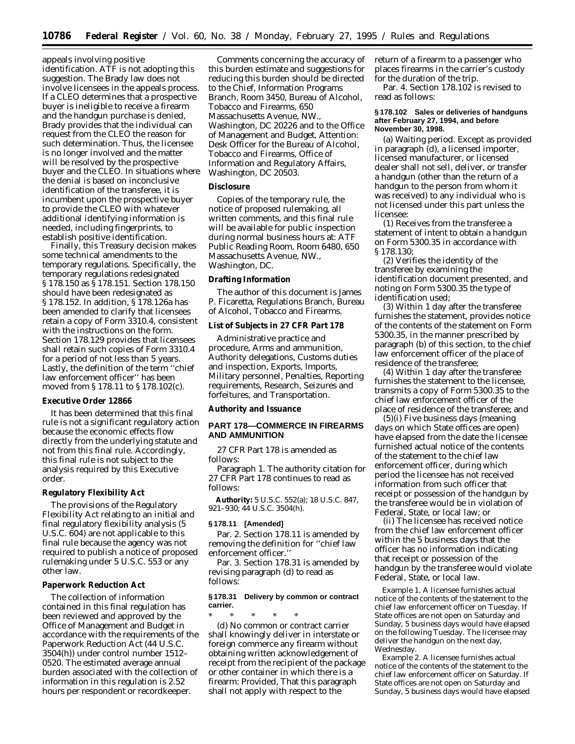appeals involving positive identification. ATF is not adopting this suggestion. The Brady law does not involve licensees in the appeals process. If a CLEO determines that a prospective buyer is ineligible to receive a firearm and the handgun purchase is denied, Brady provides that the individual can request from the CLEO the reason for such determination. Thus, the licensee is no longer involved and the matter will be resolved by the prospective buyer and the CLEO. In situations where the denial is based on inconclusive identification of the transferee, it is incumbent upon the prospective buyer to provide the CLEO with whatever additional identifying information is needed, including fingerprints, to establish positive identification.

Finally, this Treasury decision makes some technical amendments to the temporary regulations. Specifically, the temporary regulations redesignated § 178.150 as § 178.151. Section 178.150 should have been redesignated as § 178.152. In addition, § 178.126a has been amended to clarify that licensees retain a copy of Form 3310.4, consistent with the instructions on the form. Section 178.129 provides that licensees shall retain such copies of Form 3310.4 for a period of not less than 5 years. Lastly, the definition of the term ''chief law enforcement officer'' has been moved from § 178.11 to § 178.102(c).

**Executive Order 12866**

It has been determined that this final rule is not a significant regulatory action because the economic effects flow directly from the underlying statute and not from this final rule. Accordingly, this final rule is not subject to the analysis required by this Executive order.

**Regulatory Flexibility Act**

The provisions of the Regulatory Flexibility Act relating to an initial and final regulatory flexibility analysis (5 U.S.C. 604) are not applicable to this final rule because the agency was not required to publish a notice of proposed rulemaking under 5 U.S.C. 553 or any other law.

**Paperwork Reduction Act**

The collection of information contained in this final regulation has been reviewed and approved by the Office of Management and Budget in accordance with the requirements of the Paperwork Reduction Act (44 U.S.C. 3504(h)) under control number 1512–0520. The estimated average annual burden associated with the collection of information in this regulation is 2.52 hours per respondent or recordkeeper.

Comments concerning the accuracy of this burden estimate and suggestions for reducing this burden should be directed to the Chief, Information Programs Branch, Room 3450, Bureau of Alcohol, Tobacco and Firearms, 650 Massachusetts Avenue, NW., Washington, DC 20226 and to the Office of Management and Budget, Attention: Desk Officer for the Bureau of Alcohol, Tobacco and Firearms, Office of Information and Regulatory Affairs, Washington, DC 20503.

**Disclosure**

Copies of the temporary rule, the notice of proposed rulemaking, all written comments, and this final rule will be available for public inspection during normal business hours at: ATF Public Reading Room, Room 6480, 650 Massachusetts Avenue, NW., Washington, DC.

**Drafting Information**

The author of this document is James P. Ficaretta, Regulations Branch, Bureau of Alcohol, Tobacco and Firearms.

**List of Subjects in 27 CFR Part 178**

Administrative practice and procedure, Arms and ammunition, Authority delegations, Customs duties and inspection, Exports, Imports, Military personnel, Penalties, Reporting requirements, Research, Seizures and forfeitures, and Transportation.

**Authority and Issuance**

**PART 178—COMMERCE IN FIREARMS AND AMMUNITION**

27 CFR Part 178 is amended as follows:

Paragraph 1. The authority citation for 27 CFR Part 178 continues to read as follows:

**Authority:** 5 U.S.C. 552(a); 18 U.S.C. 847, 921–930; 44 U.S.C. 3504(h).

**§ 178.11 [Amended]**

Par. 2. Section 178.11 is amended by removing the definition for ''chief law enforcement officer.''

Par. 3. Section 178.31 is amended by revising paragraph (d) to read as follows:

**§ 178.31 Delivery by common or contract carrier.**

\* \* \* \* \*

(d) No common or contract carrier shall knowingly deliver in interstate or foreign commerce any firearm without obtaining written acknowledgement of receipt from the recipient of the package or other container in which there is a firearm: *Provided,* That this paragraph shall not apply with respect to the return of a firearm to a passenger who places firearms in the carrier's custody for the duration of the trip.

Par. 4. Section 178.102 is revised to read as follows:

**§ 178.102 Sales or deliveries of handguns after February 27, 1994, and before November 30, 1998.**

(a) *Waiting period.* Except as provided in paragraph (d), a licensed importer, licensed manufacturer, or licensed dealer shall not sell, deliver, or transfer a handgun (other than the return of a handgun to the person from whom it was received) to any individual who is not licensed under this part unless the licensee:

(1) Receives from the transferee a statement of intent to obtain a handgun on Form 5300.35 in accordance with § 178.130;

(2) Verifies the identity of the transferee by examining the identification document presented, and noting on Form 5300.35 the type of identification used;

(3) Within 1 day after the transferee furnishes the statement, provides notice of the contents of the statement on Form 5300.35, in the manner prescribed by paragraph (b) of this section, to the chief law enforcement officer of the place of residence of the transferee;

(4) Within 1 day after the transferee furnishes the statement to the licensee, transmits a copy of Form 5300.35 to the chief law enforcement officer of the place of residence of the transferee; and

(5)(i) Five business days (meaning days on which State offices are open) have elapsed from the date the licensee furnished actual notice of the contents of the statement to the chief law enforcement officer, during which period the licensee has not received information from such officer that receipt or possession of the handgun by the transferee would be in violation of Federal, State, or local law; or

(ii) The licensee has received notice from the chief law enforcement officer within the 5 business days that the officer has no information indicating that receipt or possession of the handgun by the transferee would violate Federal, State, or local law.

*Example 1.* A licensee furnishes actual notice of the contents of the statement to the chief law enforcement officer on Tuesday. If State offices are not open on Saturday and Sunday, 5 business days would have elapsed on the following Tuesday. The licensee may deliver the handgun on the next day, Wednesday.

*Example 2.* A licensee furnishes actual notice of the contents of the statement to the chief law enforcement officer on Saturday. If State offices are not open on Saturday and Sunday, 5 business days would have elapsed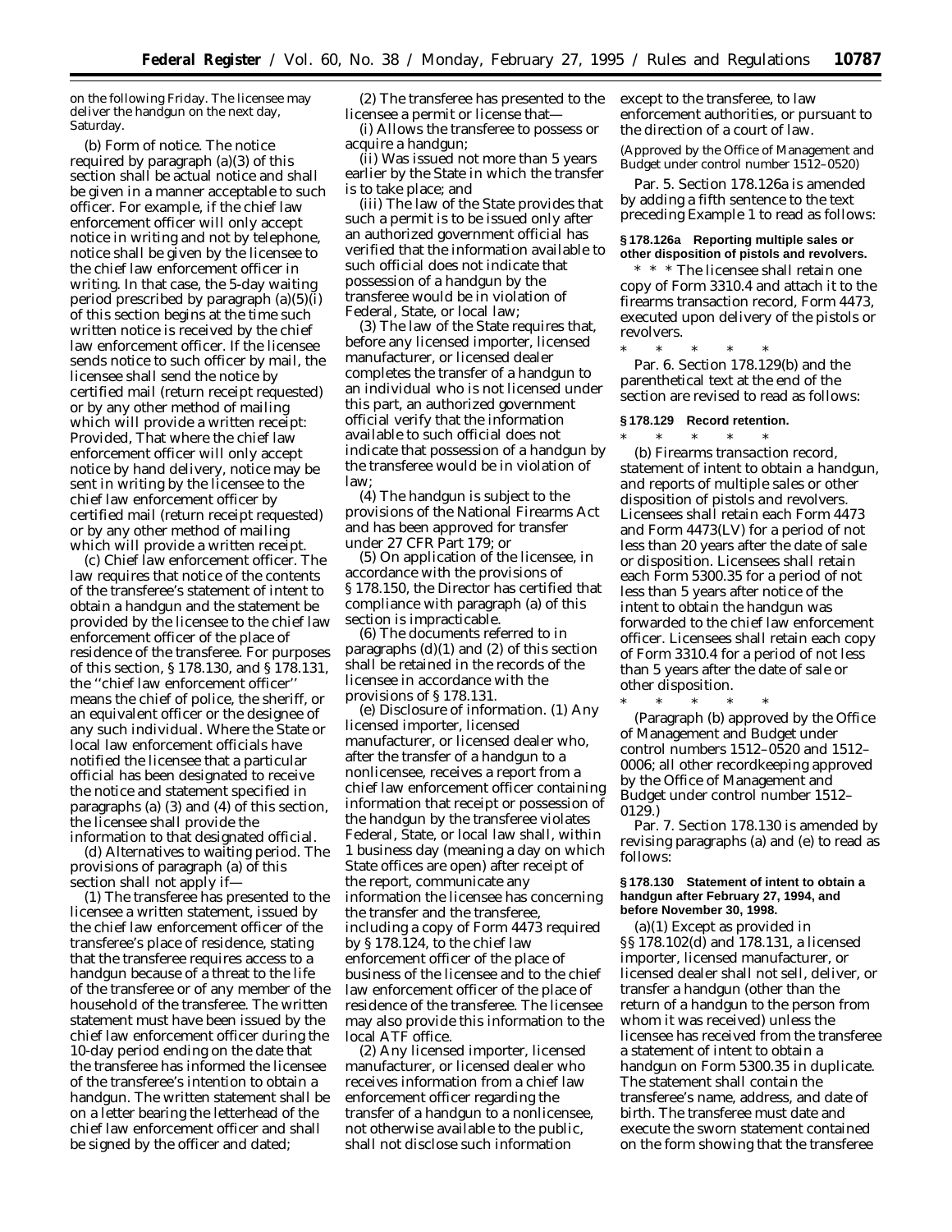on the following Friday. The licensee may deliver the handgun on the next day, Saturday.

(b) *Form of notice.* The notice required by paragraph (a)(3) of this section shall be actual notice and shall be given in a manner acceptable to such officer. For example, if the chief law enforcement officer will only accept notice in writing and not by telephone, notice shall be given by the licensee to the chief law enforcement officer in writing. In that case, the 5-day waiting period prescribed by paragraph (a)(5)(i) of this section begins at the time such written notice is received by the chief law enforcement officer. If the licensee sends notice to such officer by mail, the licensee shall send the notice by certified mail (return receipt requested) or by any other method of mailing which will provide a written receipt: *Provided,* That where the chief law enforcement officer will only accept notice by hand delivery, notice may be sent in writing by the licensee to the chief law enforcement officer by certified mail (return receipt requested) or by any other method of mailing which will provide a written receipt.

(c) *Chief law enforcement officer.* The law requires that notice of the contents of the transferee's statement of intent to obtain a handgun and the statement be provided by the licensee to the chief law enforcement officer of the place of residence of the transferee. For purposes of this section, § 178.130, and § 178.131, the ''chief law enforcement officer'' means the chief of police, the sheriff, or an equivalent officer or the designee of any such individual. Where the State or local law enforcement officials have notified the licensee that a particular official has been designated to receive the notice and statement specified in paragraphs (a) (3) and (4) of this section, the licensee shall provide the information to that designated official.

(d) *Alternatives to waiting period.* The provisions of paragraph (a) of this section shall not apply if—

(1) The transferee has presented to the licensee a written statement, issued by the chief law enforcement officer of the transferee's place of residence, stating that the transferee requires access to a handgun because of a threat to the life of the transferee or of any member of the household of the transferee. The written statement must have been issued by the chief law enforcement officer during the 10-day period ending on the date that the transferee has informed the licensee of the transferee's intention to obtain a handgun. The written statement shall be on a letter bearing the letterhead of the chief law enforcement officer and shall be signed by the officer and dated;

(2) The transferee has presented to the licensee a permit or license that—

(i) Allows the transferee to possess or acquire a handgun;

(ii) Was issued not more than 5 years earlier by the State in which the transfer is to take place; and

(iii) The law of the State provides that such a permit is to be issued only after an authorized government official has verified that the information available to such official does not indicate that possession of a handgun by the transferee would be in violation of Federal, State, or local law;

(3) The law of the State requires that, before any licensed importer, licensed manufacturer, or licensed dealer completes the transfer of a handgun to an individual who is not licensed under this part, an authorized government official verify that the information available to such official does not indicate that possession of a handgun by the transferee would be in violation of law;

(4) The handgun is subject to the provisions of the National Firearms Act and has been approved for transfer under 27 CFR Part 179; or

(5) On application of the licensee, in accordance with the provisions of § 178.150, the Director has certified that compliance with paragraph (a) of this section is impracticable.

(6) The documents referred to in paragraphs (d)(1) and (2) of this section shall be retained in the records of the licensee in accordance with the provisions of § 178.131.

(e) *Disclosure of information.* (1) Any licensed importer, licensed manufacturer, or licensed dealer who, after the transfer of a handgun to a nonlicensee, receives a report from a chief law enforcement officer containing information that receipt or possession of the handgun by the transferee violates Federal, State, or local law shall, within 1 business day (meaning a day on which State offices are open) after receipt of the report, communicate any information the licensee has concerning the transfer and the transferee, including a copy of Form 4473 required by § 178.124, to the chief law enforcement officer of the place of business of the licensee and to the chief law enforcement officer of the place of residence of the transferee. The licensee may also provide this information to the local ATF office.

(2) Any licensed importer, licensed manufacturer, or licensed dealer who receives information from a chief law enforcement officer regarding the transfer of a handgun to a nonlicensee, not otherwise available to the public, shall not disclose such information except to the transferee, to law enforcement authorities, or pursuant to the direction of a court of law.

(Approved by the Office of Management and Budget under control number 1512–0520)

Par. 5. Section 178.126a is amended by adding a fifth sentence to the text preceding Example 1 to read as follows:

**§ 178.126a Reporting multiple sales or other disposition of pistols and revolvers.**

\* \* \* The licensee shall retain one copy of Form 3310.4 and attach it to the firearms transaction record, Form 4473, executed upon delivery of the pistols or revolvers.

\* \* \* \* \*

Par. 6. Section 178.129(b) and the parenthetical text at the end of the section are revised to read as follows:

**§ 178.129 Record retention.**

\* \* \* \* \*

(b) *Firearms transaction record, statement of intent to obtain a handgun, and reports of multiple sales or other disposition of pistols and revolvers.* Licensees shall retain each Form 4473 and Form 4473(LV) for a period of not less than 20 years after the date of sale or disposition. Licensees shall retain each Form 5300.35 for a period of not less than 5 years after notice of the intent to obtain the handgun was forwarded to the chief law enforcement officer. Licensees shall retain each copy of Form 3310.4 for a period of not less than 5 years after the date of sale or other disposition.

\* \* \* \* \*

(Paragraph (b) approved by the Office of Management and Budget under control numbers 1512–0520 and 1512–0006; all other recordkeeping approved by the Office of Management and Budget under control number 1512–0129.)

Par. 7. Section 178.130 is amended by revising paragraphs (a) and (e) to read as follows:

**§ 178.130 Statement of intent to obtain a handgun after February 27, 1994, and before November 30, 1998.**

(a)(1) Except as provided in §§ 178.102(d) and 178.131, a licensed importer, licensed manufacturer, or licensed dealer shall not sell, deliver, or transfer a handgun (other than the return of a handgun to the person from whom it was received) unless the licensee has received from the transferee a statement of intent to obtain a handgun on Form 5300.35 in duplicate. The statement shall contain the transferee's name, address, and date of birth. The transferee must date and execute the sworn statement contained on the form showing that the transferee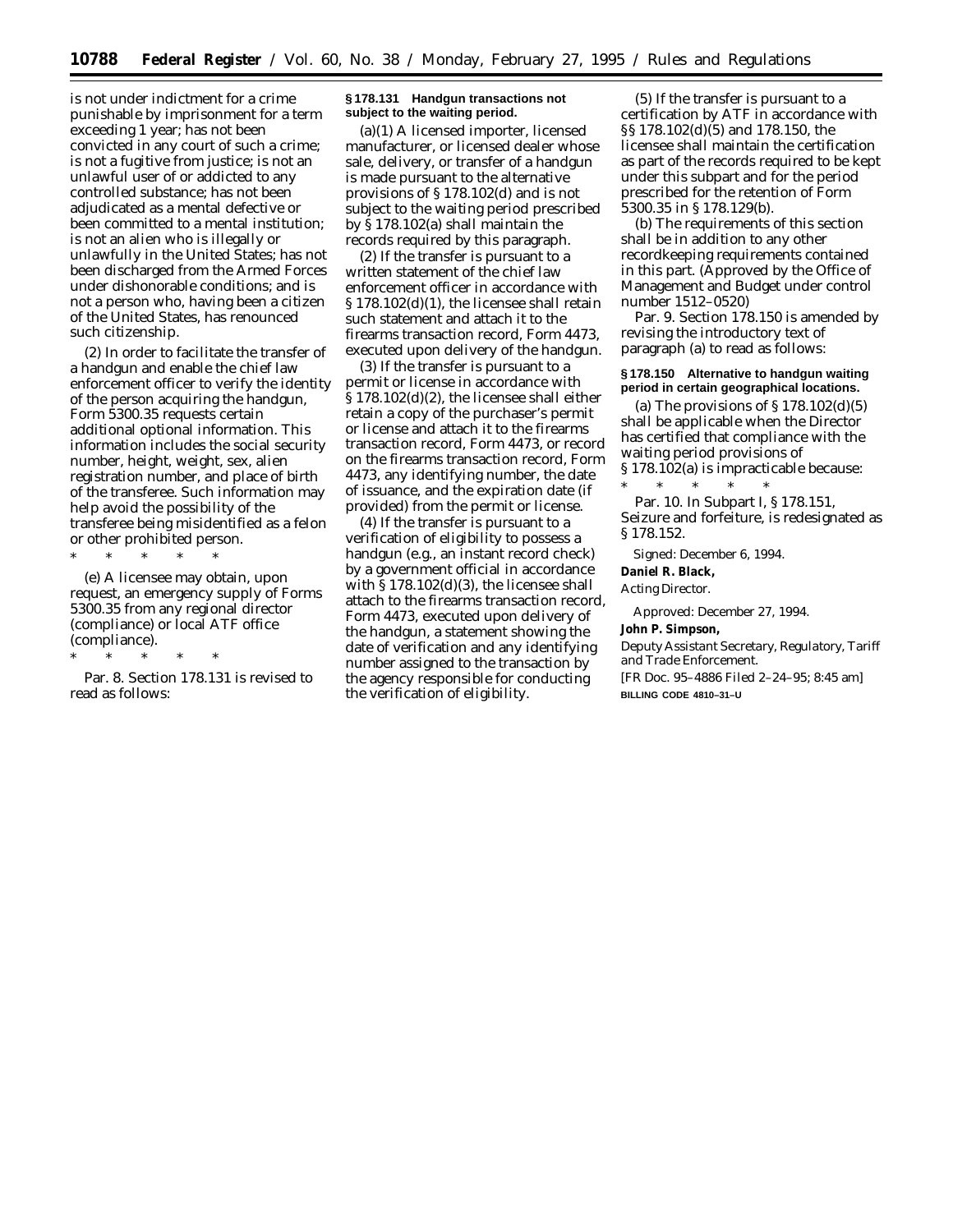is not under indictment for a crime punishable by imprisonment for a term exceeding 1 year; has not been convicted in any court of such a crime; is not a fugitive from justice; is not an unlawful user of or addicted to any controlled substance; has not been adjudicated as a mental defective or been committed to a mental institution; is not an alien who is illegally or unlawfully in the United States; has not been discharged from the Armed Forces under dishonorable conditions; and is not a person who, having been a citizen of the United States, has renounced such citizenship.

(2) In order to facilitate the transfer of a handgun and enable the chief law enforcement officer to verify the identity of the person acquiring the handgun, Form 5300.35 requests certain additional optional information. This information includes the social security number, height, weight, sex, alien registration number, and place of birth of the transferee. Such information may help avoid the possibility of the transferee being misidentified as a felon or other prohibited person.

\* \* \* \* \*

(e) A licensee may obtain, upon request, an emergency supply of Forms 5300.35 from any regional director (compliance) or local ATF office (compliance).

\* \* \* \* \*

Par. 8. Section 178.131 is revised to read as follows:

**§ 178.131 Handgun transactions not subject to the waiting period.**

(a)(1) A licensed importer, licensed manufacturer, or licensed dealer whose sale, delivery, or transfer of a handgun is made pursuant to the alternative provisions of § 178.102(d) and is not subject to the waiting period prescribed by § 178.102(a) shall maintain the records required by this paragraph.

(2) If the transfer is pursuant to a written statement of the chief law enforcement officer in accordance with § 178.102(d)(1), the licensee shall retain such statement and attach it to the firearms transaction record, Form 4473, executed upon delivery of the handgun.

(3) If the transfer is pursuant to a permit or license in accordance with § 178.102(d)(2), the licensee shall either retain a copy of the purchaser's permit or license and attach it to the firearms transaction record, Form 4473, or record on the firearms transaction record, Form 4473, any identifying number, the date of issuance, and the expiration date (if provided) from the permit or license.

(4) If the transfer is pursuant to a verification of eligibility to possess a handgun (e.g., an instant record check) by a government official in accordance with § 178.102(d)(3), the licensee shall attach to the firearms transaction record, Form 4473, executed upon delivery of the handgun, a statement showing the date of verification and any identifying number assigned to the transaction by the agency responsible for conducting the verification of eligibility.

(5) If the transfer is pursuant to a certification by ATF in accordance with §§ 178.102(d)(5) and 178.150, the licensee shall maintain the certification as part of the records required to be kept under this subpart and for the period prescribed for the retention of Form 5300.35 in § 178.129(b).

(b) The requirements of this section shall be in addition to any other recordkeeping requirements contained in this part. (Approved by the Office of Management and Budget under control number 1512–0520)

Par. 9. Section 178.150 is amended by revising the introductory text of paragraph (a) to read as follows:

**§ 178.150 Alternative to handgun waiting period in certain geographical locations.**

(a) The provisions of § 178.102(d)(5) shall be applicable when the Director has certified that compliance with the waiting period provisions of § 178.102(a) is impracticable because:

\* \* \* \* \*

Par. 10. In Subpart I, § 178.151, Seizure and forfeiture, is redesignated as § 178.152.

Signed: December 6, 1994.

**Daniel R. Black,**

*Acting Director.*

Approved: December 27, 1994.

**John P. Simpson,**

*Deputy Assistant Secretary, Regulatory, Tariff and Trade Enforcement.*

[FR Doc. 95–4886 Filed 2–24–95; 8:45 am]

BILLING CODE 4810–31–U